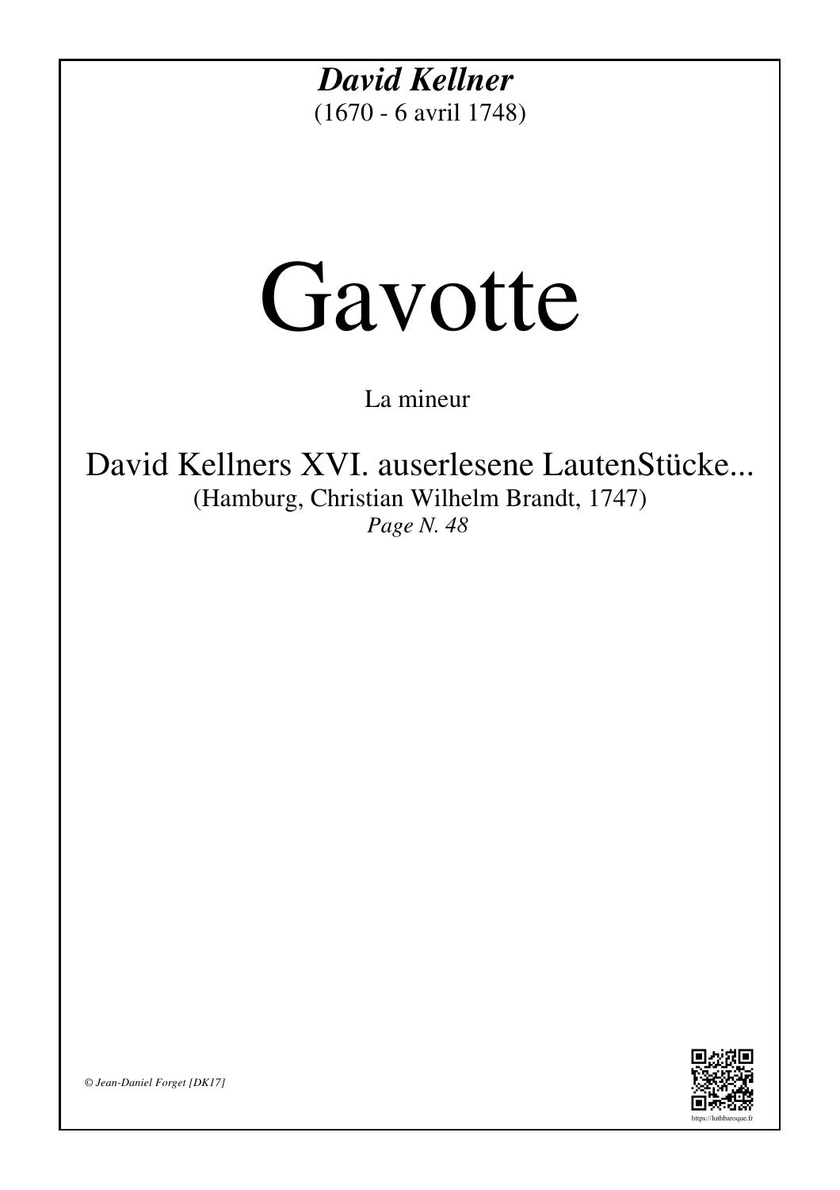***David Kellner***

(1670 - 6 avril 1748)

# Gavotte

La mineur

## David Kellners XVI. auserlesene LautenStücke...

(Hamburg, Christian Wilhelm Brandt, 1747)

*Page N. 48*

*© Jean-Daniel Forget [DK17]*

https://luthbaroque.fr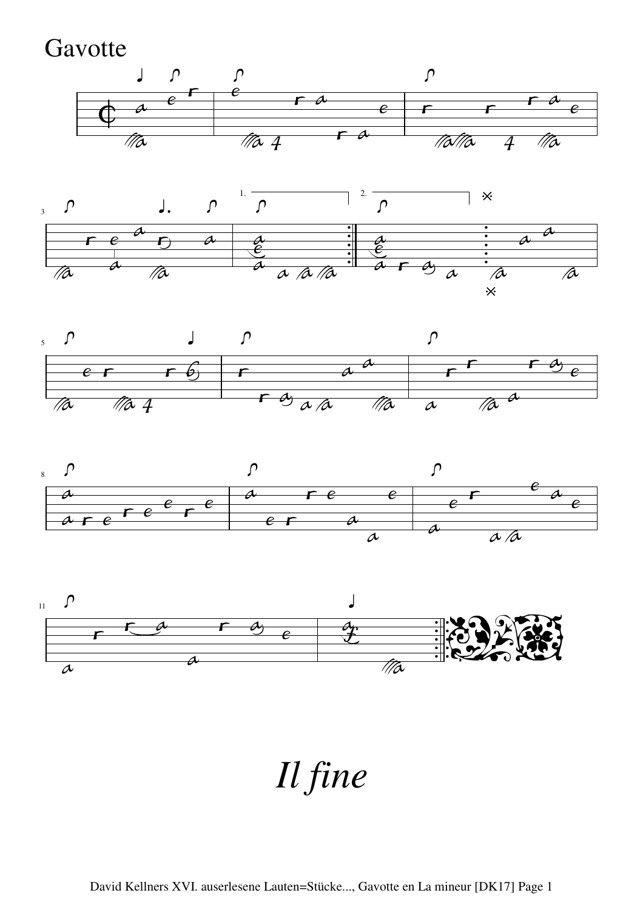# Gavotte

*Il fine*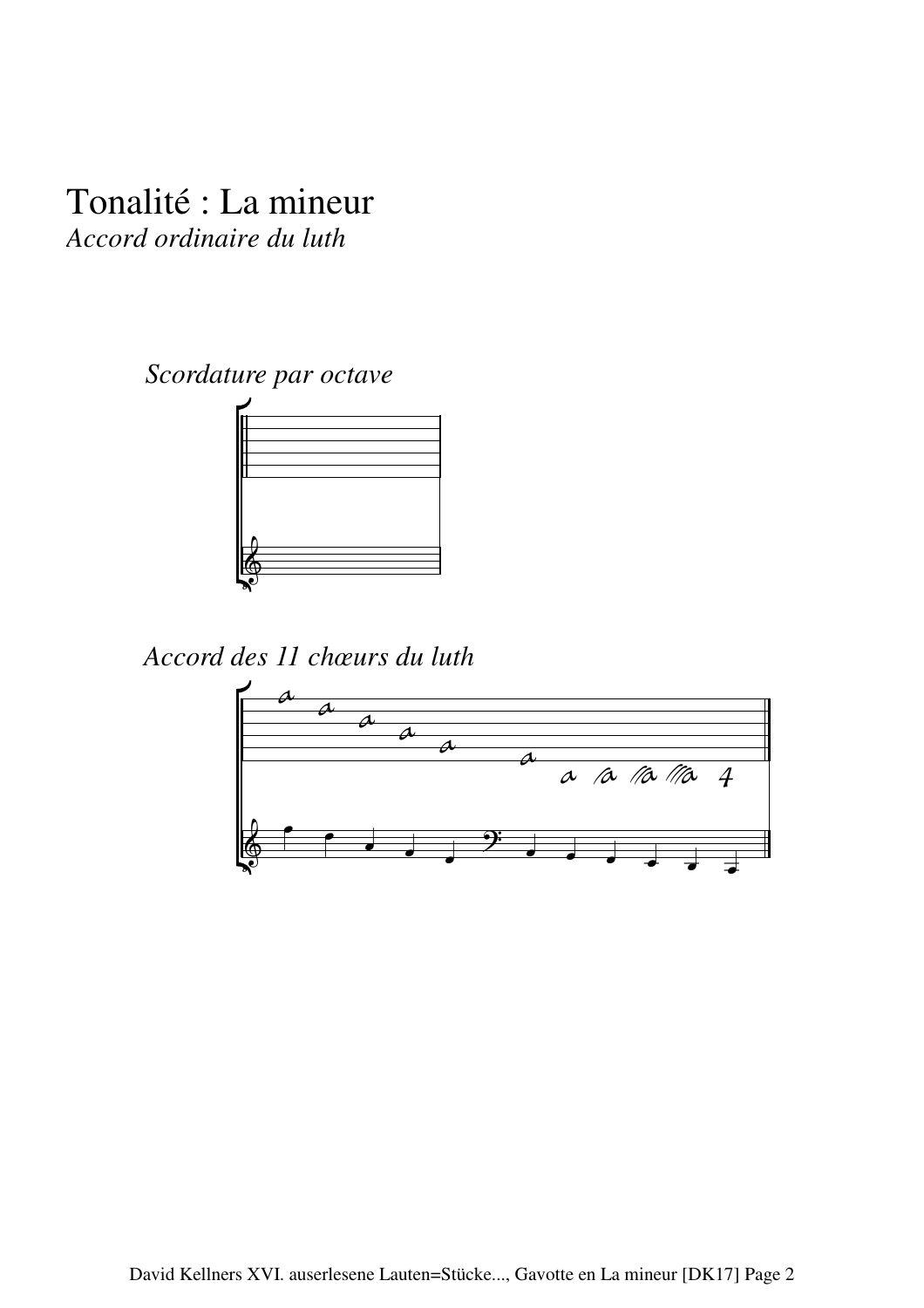# Tonalité : La mineur

*Accord ordinaire du luth*

*Scordature par octave*

*Accord des 11 chœurs du luth*